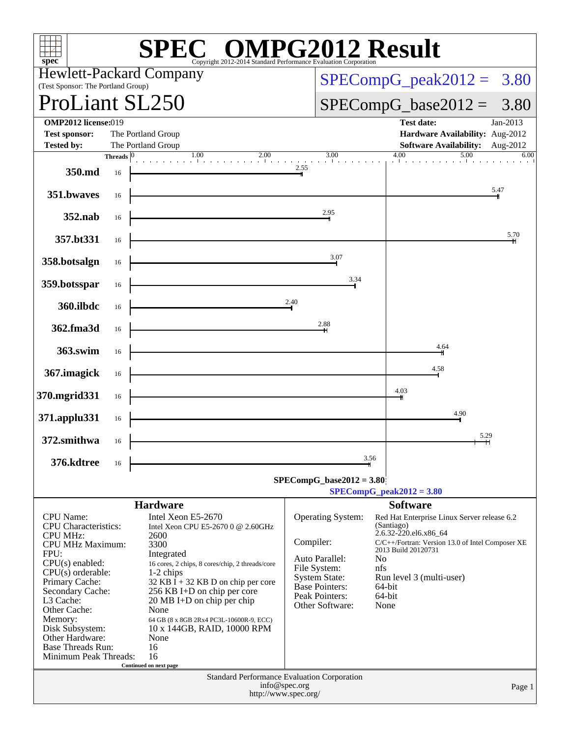# SPEC OMPG2012 Result

Copyright 2012-2014 Standard Performance Evaluation Corporation

**Hewlett-Packard Company**
(Test Sponsor: The Portland Group)

# ProLiant SL250

SPECompG_peak2012 = 3.80

SPECompG_base2012 = 3.80

| | | | |
|---|---|---|---|
| **OMP2012 license:** 019 | | **Test date:** | Jan-2013 |
| **Test sponsor:** | The Portland Group | **Hardware Availability:** | Aug-2012 |
| **Tested by:** | The Portland Group | **Software Availability:** | Aug-2012 |

| Benchmark | Threads | Ratio |
|---|---|---|
| 350.md | 16 | 2.55 |
| 351.bwaves | 16 | 5.47 |
| 352.nab | 16 | 2.95 |
| 357.bt331 | 16 | 5.70 |
| 358.botsalgn | 16 | 3.07 |
| 359.botsspar | 16 | 3.34 |
| 360.ilbdc | 16 | 2.40 |
| 362.fma3d | 16 | 2.88 |
| 363.swim | 16 | 4.64 |
| 367.imagick | 16 | 4.58 |
| 370.mgrid331 | 16 | 4.03 |
| 371.applu331 | 16 | 4.90 |
| 372.smithwa | 16 | 5.29 |
| 376.kdtree | 16 | 3.56 |

**SPECompG_base2012 = 3.80**

**SPECompG_peak2012 = 3.80**

## Hardware

| | |
|---|---|
| CPU Name: | Intel Xeon E5-2670 |
| CPU Characteristics: | Intel Xeon CPU E5-2670 0 @ 2.60GHz |
| CPU MHz: | 2600 |
| CPU MHz Maximum: | 3300 |
| FPU: | Integrated |
| CPU(s) enabled: | 16 cores, 2 chips, 8 cores/chip, 2 threads/core |
| CPU(s) orderable: | 1-2 chips |
| Primary Cache: | 32 KB I + 32 KB D on chip per core |
| Secondary Cache: | 256 KB I+D on chip per core |
| L3 Cache: | 20 MB I+D on chip per chip |
| Other Cache: | None |
| Memory: | 64 GB (8 x 8GB 2Rx4 PC3L-10600R-9, ECC) |
| Disk Subsystem: | 10 x 144GB, RAID, 10000 RPM |
| Other Hardware: | None |
| Base Threads Run: | 16 |
| Minimum Peak Threads: | 16 |

Continued on next page

## Software

| | |
|---|---|
| Operating System: | Red Hat Enterprise Linux Server release 6.2 (Santiago) 2.6.32-220.el6.x86_64 |
| Compiler: | C/C++/Fortran: Version 13.0 of Intel Composer XE 2013 Build 20120731 |
| Auto Parallel: | No |
| File System: | nfs |
| System State: | Run level 3 (multi-user) |
| Base Pointers: | 64-bit |
| Peak Pointers: | 64-bit |
| Other Software: | None |

Standard Performance Evaluation Corporation
info@spec.org
http://www.spec.org/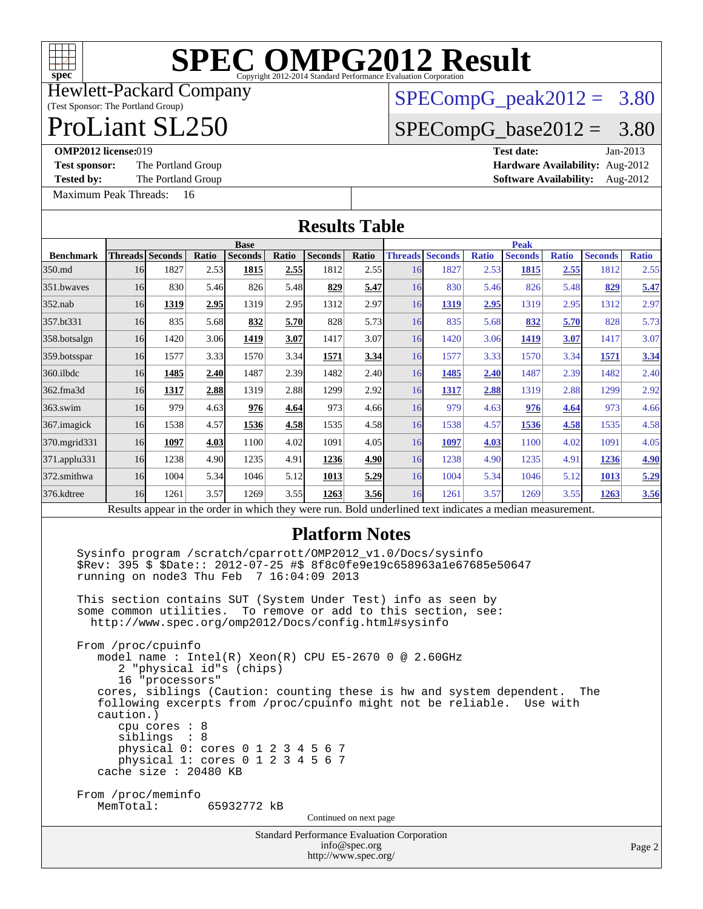# SPEC OMPG2012 Result

Copyright 2012-2014 Standard Performance Evaluation Corporation

Hewlett-Packard Company
(Test Sponsor: The Portland Group)

# ProLiant SL250

SPECompG_peak2012 = 3.80

SPECompG_base2012 = 3.80

**OMP2012 license:** 019
**Test sponsor:** The Portland Group
**Tested by:** The Portland Group

**Test date:** Jan-2013
**Hardware Availability:** Aug-2012
**Software Availability:** Aug-2012

Maximum Peak Threads: 16

## Results Table

| | Base | | | | | | | Peak | | | | | | |
|---|---|---|---|---|---|---|---|---|---|---|---|---|---|---|
| **Benchmark** | **Threads** | **Seconds** | **Ratio** | **Seconds** | **Ratio** | **Seconds** | **Ratio** | **Threads** | **Seconds** | **Ratio** | **Seconds** | **Ratio** | **Seconds** | **Ratio** |
| 350.md | 16 | 1827 | 2.53 | **1815** | **2.55** | 1812 | 2.55 | 16 | 1827 | 2.53 | **1815** | **2.55** | 1812 | 2.55 |
| 351.bwaves | 16 | 830 | 5.46 | 826 | 5.48 | **829** | **5.47** | 16 | 830 | 5.46 | 826 | 5.48 | **829** | **5.47** |
| 352.nab | 16 | **1319** | **2.95** | 1319 | 2.95 | 1312 | 2.97 | 16 | **1319** | **2.95** | 1319 | 2.95 | 1312 | 2.97 |
| 357.bt331 | 16 | 835 | 5.68 | **832** | **5.70** | 828 | 5.73 | 16 | 835 | 5.68 | **832** | **5.70** | 828 | 5.73 |
| 358.botsalgn | 16 | 1420 | 3.06 | **1419** | **3.07** | 1417 | 3.07 | 16 | 1420 | 3.06 | **1419** | **3.07** | 1417 | 3.07 |
| 359.botsspar | 16 | 1577 | 3.33 | 1570 | 3.34 | **1571** | **3.34** | 16 | 1577 | 3.33 | 1570 | 3.34 | **1571** | **3.34** |
| 360.ilbdc | 16 | **1485** | **2.40** | 1487 | 2.39 | 1482 | 2.40 | 16 | **1485** | **2.40** | 1487 | 2.39 | 1482 | 2.40 |
| 362.fma3d | 16 | **1317** | **2.88** | 1319 | 2.88 | 1299 | 2.92 | 16 | **1317** | **2.88** | 1319 | 2.88 | 1299 | 2.92 |
| 363.swim | 16 | 979 | 4.63 | **976** | **4.64** | 973 | 4.66 | 16 | 979 | 4.63 | **976** | **4.64** | 973 | 4.66 |
| 367.imagick | 16 | 1538 | 4.57 | **1536** | **4.58** | 1535 | 4.58 | 16 | 1538 | 4.57 | **1536** | **4.58** | 1535 | 4.58 |
| 370.mgrid331 | 16 | **1097** | **4.03** | 1100 | 4.02 | 1091 | 4.05 | 16 | **1097** | **4.03** | 1100 | 4.02 | 1091 | 4.05 |
| 371.applu331 | 16 | 1238 | 4.90 | 1235 | 4.91 | **1236** | **4.90** | 16 | 1238 | 4.90 | 1235 | 4.91 | **1236** | **4.90** |
| 372.smithwa | 16 | 1004 | 5.34 | 1046 | 5.12 | **1013** | **5.29** | 16 | 1004 | 5.34 | 1046 | 5.12 | **1013** | **5.29** |
| 376.kdtree | 16 | 1261 | 3.57 | 1269 | 3.55 | **1263** | **3.56** | 16 | 1261 | 3.57 | 1269 | 3.55 | **1263** | **3.56** |

Results appear in the order in which they were run. Bold underlined text indicates a median measurement.

## Platform Notes

```
Sysinfo program /scratch/cparrott/OMP2012_v1.0/Docs/sysinfo
$Rev: 395 $ $Date:: 2012-07-25 #$ 8f8c0fe9e19c658963a1e67685e50647
running on node3 Thu Feb  7 16:04:09 2013

This section contains SUT (System Under Test) info as seen by
some common utilities.  To remove or add to this section, see:
  http://www.spec.org/omp2012/Docs/config.html#sysinfo

From /proc/cpuinfo
   model name : Intel(R) Xeon(R) CPU E5-2670 0 @ 2.60GHz
      2 "physical id"s (chips)
      16 "processors"
   cores, siblings (Caution: counting these is hw and system dependent.  The
   following excerpts from /proc/cpuinfo might not be reliable.  Use with
   caution.)
      cpu cores : 8
      siblings  : 8
      physical 0: cores 0 1 2 3 4 5 6 7
      physical 1: cores 0 1 2 3 4 5 6 7
   cache size : 20480 KB

From /proc/meminfo
   MemTotal:        65932772 kB
```

Continued on next page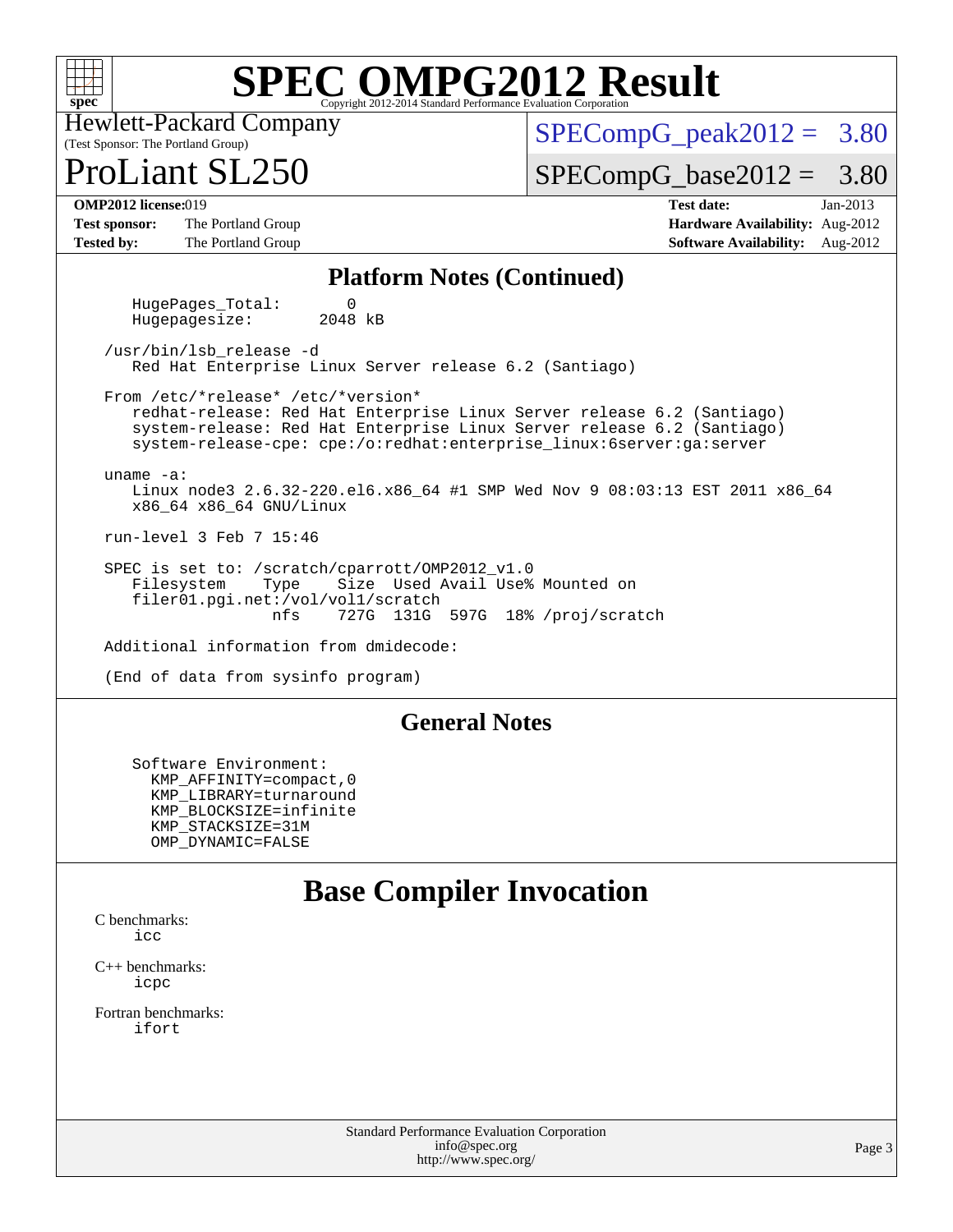# SPEC OMPG2012 Result

Copyright 2012-2014 Standard Performance Evaluation Corporation

Hewlett-Packard Company
(Test Sponsor: The Portland Group)

# ProLiant SL250

SPECompG_peak2012 = 3.80

SPECompG_base2012 = 3.80

| | | | |
|---|---|---|---|
| **OMP2012 license:** | 019 | **Test date:** | Jan-2013 |
| **Test sponsor:** | The Portland Group | **Hardware Availability:** | Aug-2012 |
| **Tested by:** | The Portland Group | **Software Availability:** | Aug-2012 |

## Platform Notes (Continued)

```
     HugePages_Total:       0
     Hugepagesize:       2048 kB

  /usr/bin/lsb_release -d
     Red Hat Enterprise Linux Server release 6.2 (Santiago)

  From /etc/*release* /etc/*version*
     redhat-release: Red Hat Enterprise Linux Server release 6.2 (Santiago)
     system-release: Red Hat Enterprise Linux Server release 6.2 (Santiago)
     system-release-cpe: cpe:/o:redhat:enterprise_linux:6server:ga:server

  uname -a:
     Linux node3 2.6.32-220.el6.x86_64 #1 SMP Wed Nov 9 08:03:13 EST 2011 x86_64
     x86_64 x86_64 GNU/Linux

  run-level 3 Feb 7 15:46

  SPEC is set to: /scratch/cparrott/OMP2012_v1.0
     Filesystem     Type    Size  Used Avail Use% Mounted on
     filer01.pgi.net:/vol/vol1/scratch
                    nfs     727G  131G  597G  18% /proj/scratch

  Additional information from dmidecode:

  (End of data from sysinfo program)
```

## General Notes

```
Software Environment:
  KMP_AFFINITY=compact,0
  KMP_LIBRARY=turnaround
  KMP_BLOCKSIZE=infinite
  KMP_STACKSIZE=31M
  OMP_DYNAMIC=FALSE
```

# Base Compiler Invocation

C benchmarks:
    icc

C++ benchmarks:
    icpc

Fortran benchmarks:
    ifort

Standard Performance Evaluation Corporation
info@spec.org
http://www.spec.org/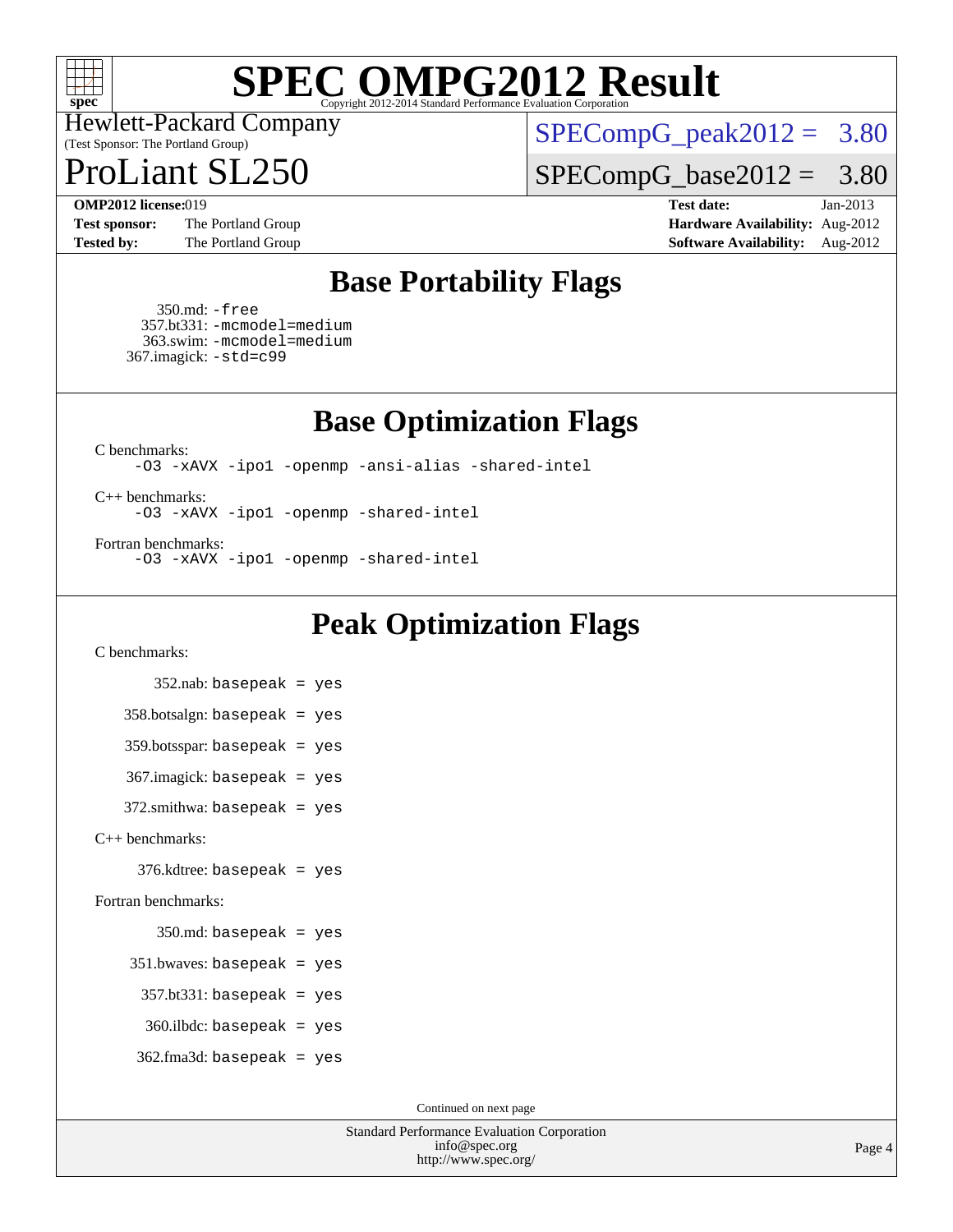# SPEC OMPG2012 Result

Copyright 2012-2014 Standard Performance Evaluation Corporation

Hewlett-Packard Company
(Test Sponsor: The Portland Group)

# ProLiant SL250

SPECompG_peak2012 = 3.80

SPECompG_base2012 = 3.80

**OMP2012 license:** 019
**Test sponsor:** The Portland Group
**Tested by:** The Portland Group

**Test date:** Jan-2013
**Hardware Availability:** Aug-2012
**Software Availability:** Aug-2012

## Base Portability Flags

350.md: `-free`
357.bt331: `-mcmodel=medium`
363.swim: `-mcmodel=medium`
367.imagick: `-std=c99`

## Base Optimization Flags

C benchmarks:
`-O3 -xAVX -ipo1 -openmp -ansi-alias -shared-intel`

C++ benchmarks:
`-O3 -xAVX -ipo1 -openmp -shared-intel`

Fortran benchmarks:
`-O3 -xAVX -ipo1 -openmp -shared-intel`

## Peak Optimization Flags

C benchmarks:

352.nab: `basepeak = yes`

358.botsalgn: `basepeak = yes`

359.botsspar: `basepeak = yes`

367.imagick: `basepeak = yes`

372.smithwa: `basepeak = yes`

C++ benchmarks:

376.kdtree: `basepeak = yes`

Fortran benchmarks:

350.md: `basepeak = yes`

351.bwaves: `basepeak = yes`

357.bt331: `basepeak = yes`

360.ilbdc: `basepeak = yes`

362.fma3d: `basepeak = yes`

Continued on next page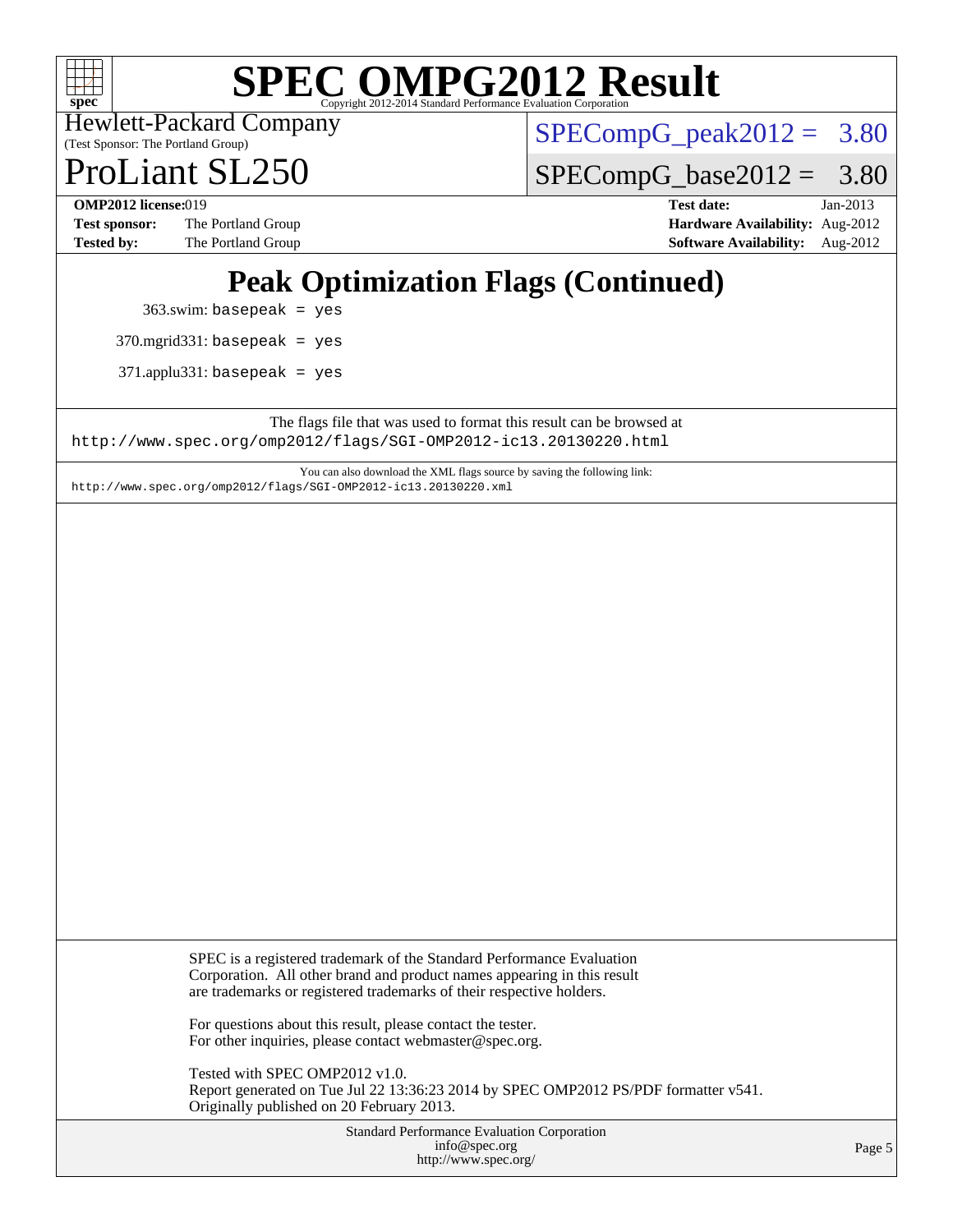# SPEC OMPG2012 Result

Copyright 2012-2014 Standard Performance Evaluation Corporation

Hewlett-Packard Company
(Test Sponsor: The Portland Group)

# ProLiant SL250

SPECompG_peak2012 = 3.80

SPECompG_base2012 = 3.80

**OMP2012 license:** 019
**Test sponsor:** The Portland Group
**Tested by:** The Portland Group

**Test date:** Jan-2013
**Hardware Availability:** Aug-2012
**Software Availability:** Aug-2012

## Peak Optimization Flags (Continued)

363.swim: `basepeak = yes`

370.mgrid331: `basepeak = yes`

371.applu331: `basepeak = yes`

The flags file that was used to format this result can be browsed at
`http://www.spec.org/omp2012/flags/SGI-OMP2012-ic13.20130220.html`

You can also download the XML flags source by saving the following link:
`http://www.spec.org/omp2012/flags/SGI-OMP2012-ic13.20130220.xml`

SPEC is a registered trademark of the Standard Performance Evaluation Corporation. All other brand and product names appearing in this result are trademarks or registered trademarks of their respective holders.

For questions about this result, please contact the tester.
For other inquiries, please contact webmaster@spec.org.

Tested with SPEC OMP2012 v1.0.
Report generated on Tue Jul 22 13:36:23 2014 by SPEC OMP2012 PS/PDF formatter v541.
Originally published on 20 February 2013.

Standard Performance Evaluation Corporation
info@spec.org
http://www.spec.org/